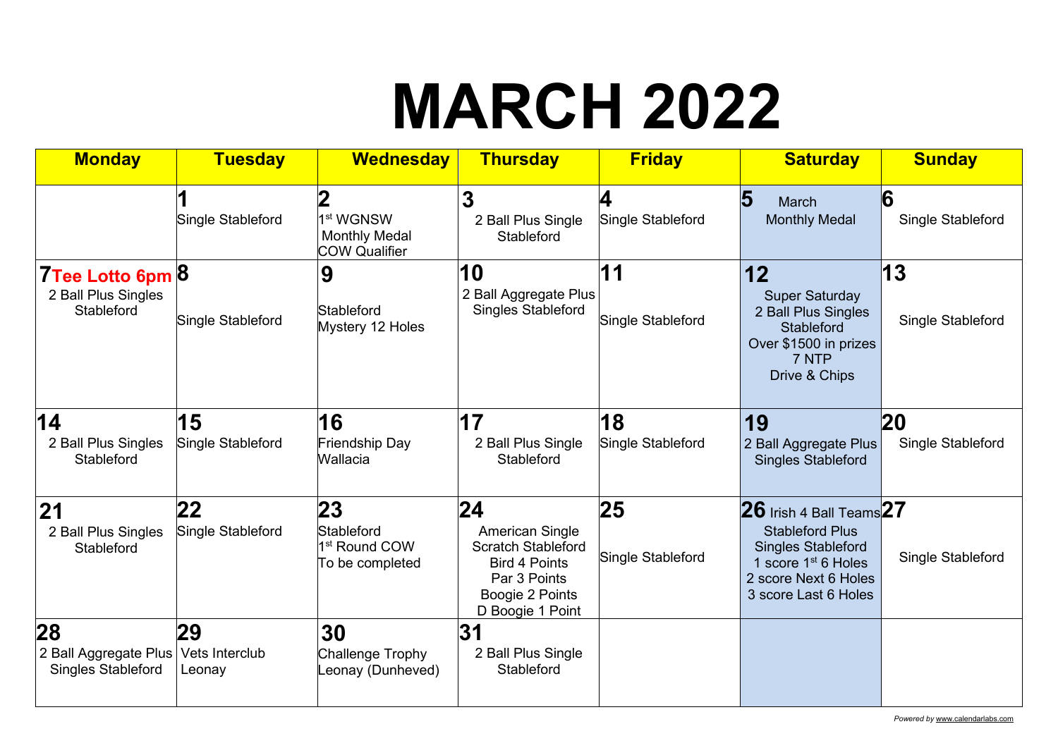# MARCH 2022

| Monday | Tuesday | Wednesday | Thursday | Friday | Saturday | Sunday |
|---|---|---|---|---|---|---|
| | **1** Single Stableford | **2** 1st WGNSW Monthly Medal COW Qualifier | **3** 2 Ball Plus Single Stableford | **4** Single Stableford | **5** March Monthly Medal | **6** Single Stableford |
| **7** **Tee Lotto 6pm** 2 Ball Plus Singles Stableford | **8** Single Stableford | **9** Stableford Mystery 12 Holes | **10** 2 Ball Aggregate Plus Singles Stableford | **11** Single Stableford | **12** Super Saturday 2 Ball Plus Singles Stableford Over $1500 in prizes 7 NTP Drive & Chips | **13** Single Stableford |
| **14** 2 Ball Plus Singles Stableford | **15** Single Stableford | **16** Friendship Day Wallacia | **17** 2 Ball Plus Single Stableford | **18** Single Stableford | **19** 2 Ball Aggregate Plus Singles Stableford | **20** Single Stableford |
| **21** 2 Ball Plus Singles Stableford | **22** Single Stableford | **23** Stableford 1st Round COW To be completed | **24** American Single Scratch Stableford Bird 4 Points Par 3 Points Boogie 2 Points D Boogie 1 Point | **25** Single Stableford | **26** Irish 4 Ball Teams Stableford Plus Singles Stableford 1 score 1st 6 Holes 2 score Next 6 Holes 3 score Last 6 Holes | **27** Single Stableford |
| **28** 2 Ball Aggregate Plus Singles Stableford | **29** Vets Interclub Leonay | **30** Challenge Trophy Leonay (Dunheved) | **31** 2 Ball Plus Single Stableford | | | |

Powered by www.calendarlabs.com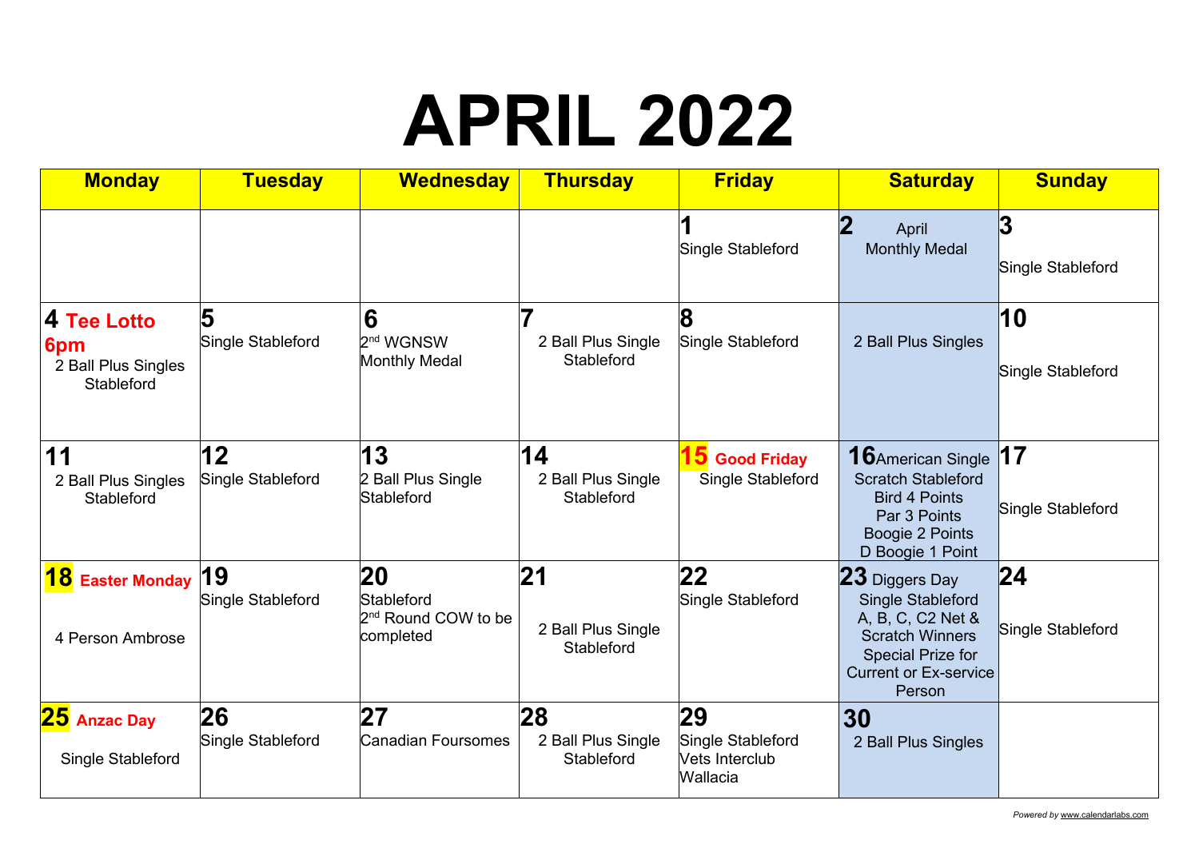# APRIL 2022

| Monday | Tuesday | Wednesday | Thursday | Friday | Saturday | Sunday |
|---|---|---|---|---|---|---|
| | | | | **1** Single Stableford | **2** April Monthly Medal | **3** Single Stableford |
| **4** **Tee Lotto 6pm** 2 Ball Plus Singles Stableford | **5** Single Stableford | **6** 2nd WGNSW Monthly Medal | **7** 2 Ball Plus Single Stableford | **8** Single Stableford | 2 Ball Plus Singles | **10** Single Stableford |
| **11** 2 Ball Plus Singles Stableford | **12** Single Stableford | **13** 2 Ball Plus Single Stableford | **14** 2 Ball Plus Single Stableford | **15** **Good Friday** Single Stableford | **16** American Single Scratch Stableford Bird 4 Points Par 3 Points Boogie 2 Points D Boogie 1 Point | **17** Single Stableford |
| **18** **Easter Monday** 4 Person Ambrose | **19** Single Stableford | **20** Stableford 2nd Round COW to be completed | **21** 2 Ball Plus Single Stableford | **22** Single Stableford | **23** Diggers Day Single Stableford A, B, C, C2 Net & Scratch Winners Special Prize for Current or Ex-service Person | **24** Single Stableford |
| **25** **Anzac Day** Single Stableford | **26** Single Stableford | **27** Canadian Foursomes | **28** 2 Ball Plus Single Stableford | **29** Single Stableford Vets Interclub Wallacia | **30** 2 Ball Plus Singles | |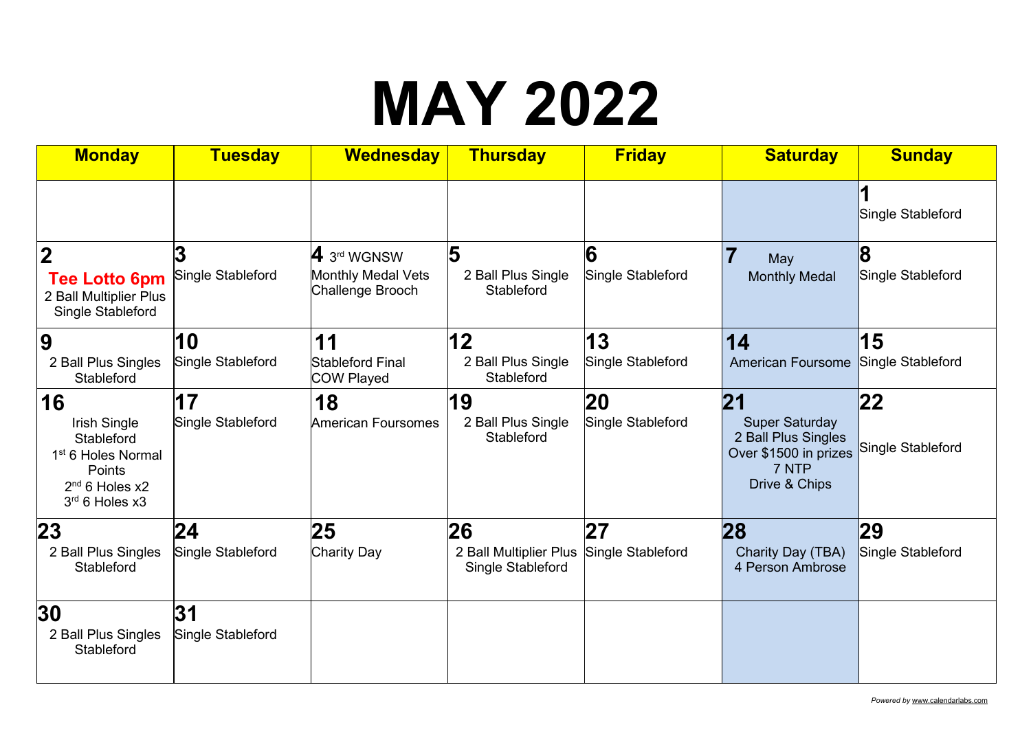# MAY 2022

| Monday | Tuesday | Wednesday | Thursday | Friday | Saturday | Sunday |
|---|---|---|---|---|---|---|
| | | | | | | **1** Single Stableford |
| **2** **Tee Lotto 6pm** 2 Ball Multiplier Plus Single Stableford | **3** Single Stableford | **4** 3rd WGNSW Monthly Medal Vets Challenge Brooch | **5** 2 Ball Plus Single Stableford | **6** Single Stableford | **7** May Monthly Medal | **8** Single Stableford |
| **9** 2 Ball Plus Singles Stableford | **10** Single Stableford | **11** Stableford Final COW Played | **12** 2 Ball Plus Single Stableford | **13** Single Stableford | **14** American Foursome | **15** Single Stableford |
| **16** Irish Single Stableford 1st 6 Holes Normal Points 2nd 6 Holes x2 3rd 6 Holes x3 | **17** Single Stableford | **18** American Foursomes | **19** 2 Ball Plus Single Stableford | **20** Single Stableford | **21** Super Saturday 2 Ball Plus Singles Over $1500 in prizes 7 NTP Drive & Chips | **22** Single Stableford |
| **23** 2 Ball Plus Singles Stableford | **24** Single Stableford | **25** Charity Day | **26** 2 Ball Multiplier Plus Single Stableford | **27** Single Stableford | **28** Charity Day (TBA) 4 Person Ambrose | **29** Single Stableford |
| **30** 2 Ball Plus Singles Stableford | **31** Single Stableford | | | | | |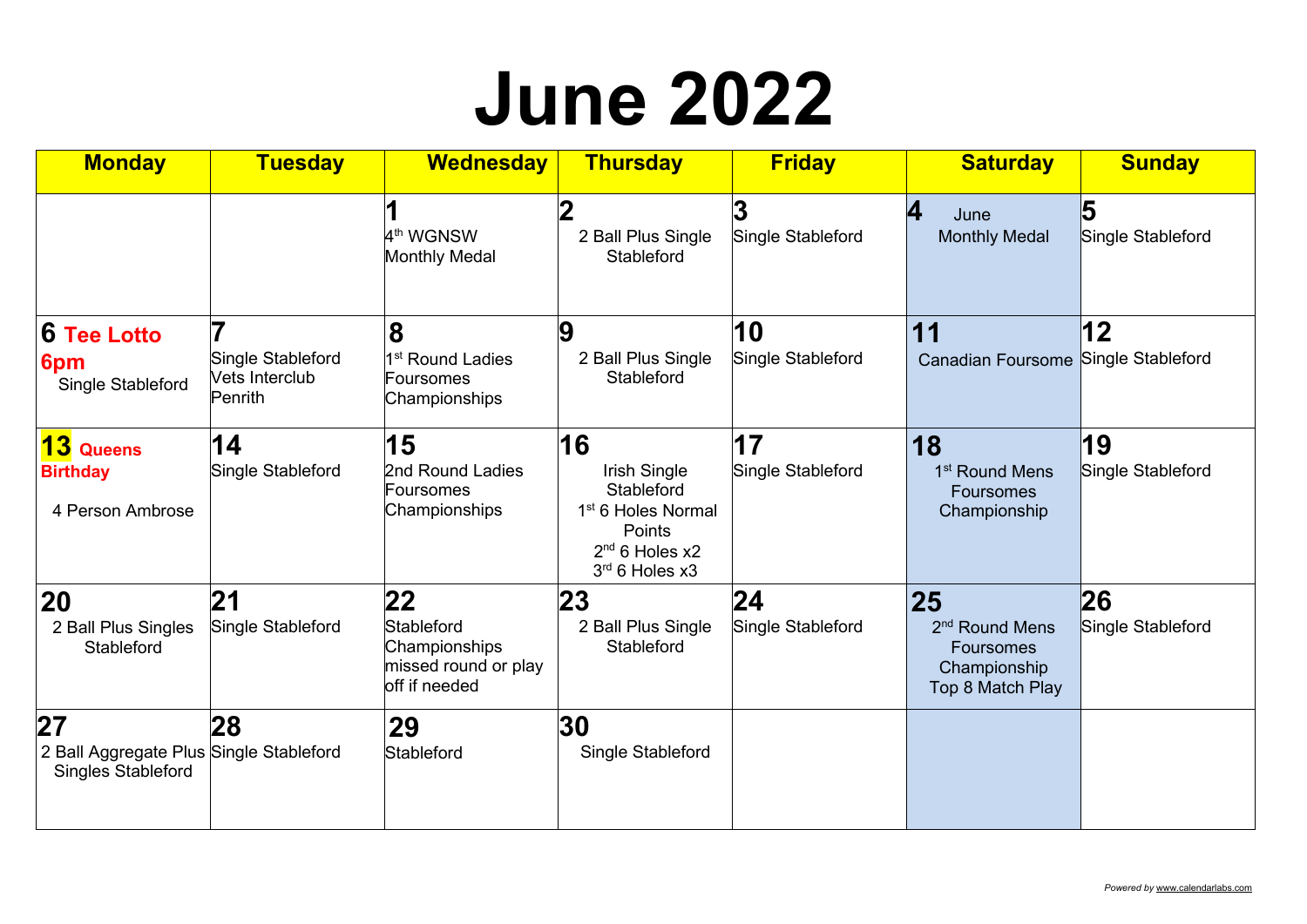# June 2022

| Monday | Tuesday | Wednesday | Thursday | Friday | Saturday | Sunday |
| --- | --- | --- | --- | --- | --- | --- |
| | | **1** 4th WGNSW Monthly Medal | **2** 2 Ball Plus Single Stableford | **3** Single Stableford | **4** June Monthly Medal | **5** Single Stableford |
| **6 Tee Lotto 6pm** Single Stableford | **7** Single Stableford Vets Interclub Penrith | **8** 1st Round Ladies Foursomes Championships | **9** 2 Ball Plus Single Stableford | **10** Single Stableford | **11** Canadian Foursome | **12** Single Stableford |
| **13 Queens Birthday** 4 Person Ambrose | **14** Single Stableford | **15** 2nd Round Ladies Foursomes Championships | **16** Irish Single Stableford 1st 6 Holes Normal Points 2nd 6 Holes x2 3rd 6 Holes x3 | **17** Single Stableford | **18** 1st Round Mens Foursomes Championship | **19** Single Stableford |
| **20** 2 Ball Plus Singles Stableford | **21** Single Stableford | **22** Stableford Championships missed round or play off if needed | **23** 2 Ball Plus Single Stableford | **24** Single Stableford | **25** 2nd Round Mens Foursomes Championship Top 8 Match Play | **26** Single Stableford |
| **27** 2 Ball Aggregate Plus Singles Stableford | **28** Single Stableford | **29** Stableford | **30** Single Stableford | | | |

*Powered by www.calendarlabs.com*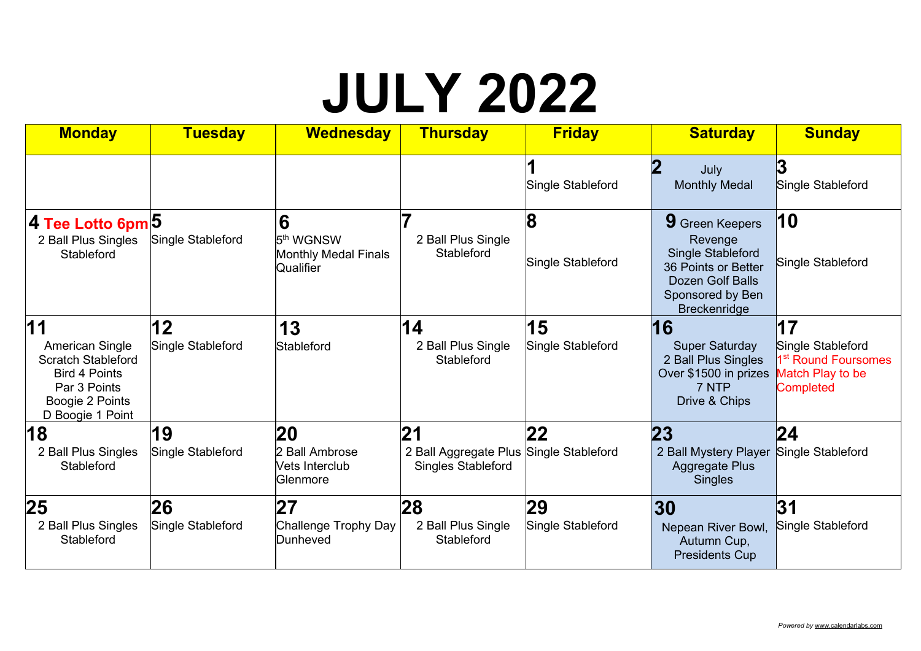# JULY 2022

| Monday | Tuesday | Wednesday | Thursday | Friday | Saturday | Sunday |
|---|---|---|---|---|---|---|
| | | | | **1** Single Stableford | **2** July Monthly Medal | **3** Single Stableford |
| **4** **Tee Lotto 6pm** 2 Ball Plus Singles Stableford | **5** Single Stableford | **6** 5th WGNSW Monthly Medal Finals Qualifier | **7** 2 Ball Plus Single Stableford | **8** Single Stableford | **9** Green Keepers Revenge Single Stableford 36 Points or Better Dozen Golf Balls Sponsored by Ben Breckenridge | **10** Single Stableford |
| **11** American Single Scratch Stableford Bird 4 Points Par 3 Points Boogie 2 Points D Boogie 1 Point | **12** Single Stableford | **13** Stableford | **14** 2 Ball Plus Single Stableford | **15** Single Stableford | **16** Super Saturday 2 Ball Plus Singles Over $1500 in prizes 7 NTP Drive & Chips | **17** Single Stableford 1st Round Foursomes Match Play to be Completed |
| **18** 2 Ball Plus Singles Stableford | **19** Single Stableford | **20** 2 Ball Ambrose Vets Interclub Glenmore | **21** 2 Ball Aggregate Plus Singles Stableford | **22** Single Stableford | **23** 2 Ball Mystery Player Aggregate Plus Singles | **24** Single Stableford |
| **25** 2 Ball Plus Singles Stableford | **26** Single Stableford | **27** Challenge Trophy Day Dunheved | **28** 2 Ball Plus Single Stableford | **29** Single Stableford | **30** Nepean River Bowl, Autumn Cup, Presidents Cup | **31** Single Stableford |

Powered by www.calendarlabs.com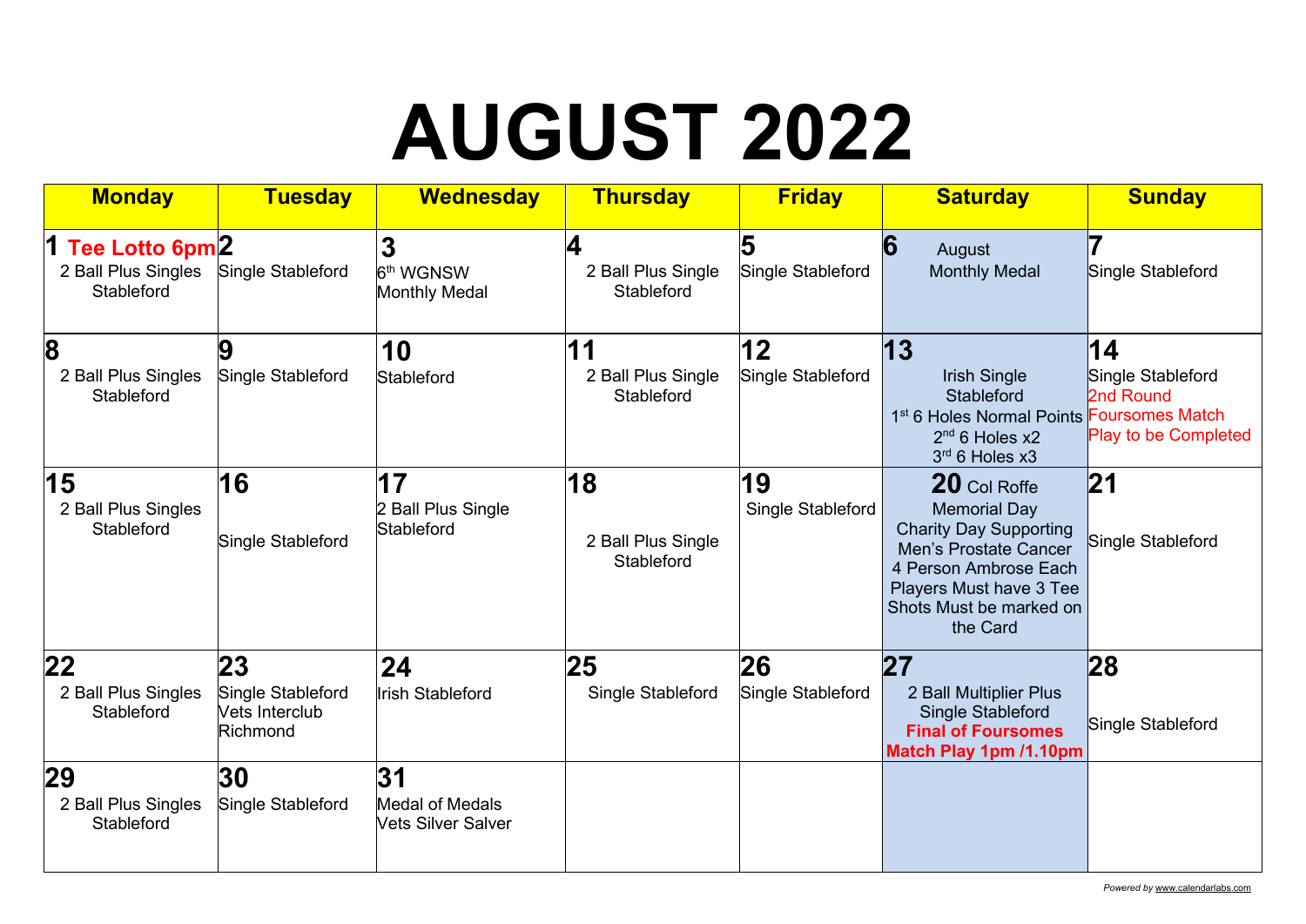# AUGUST 2022

| Monday | Tuesday | Wednesday | Thursday | Friday | Saturday | Sunday |
|---|---|---|---|---|---|---|
| **1** **Tee Lotto 6pm** 2 Ball Plus Singles Stableford | **2** Single Stableford | **3** 6th WGNSW Monthly Medal | **4** 2 Ball Plus Single Stableford | **5** Single Stableford | **6** August Monthly Medal | **7** Single Stableford |
| **8** 2 Ball Plus Singles Stableford | **9** Single Stableford | **10** Stableford | **11** 2 Ball Plus Single Stableford | **12** Single Stableford | **13** Irish Single Stableford 1st 6 Holes Normal Points 2nd 6 Holes x2 3rd 6 Holes x3 | **14** Single Stableford 2nd Round Foursomes Match Play to be Completed |
| **15** 2 Ball Plus Singles Stableford | **16** Single Stableford | **17** 2 Ball Plus Single Stableford | **18** 2 Ball Plus Single Stableford | **19** Single Stableford | **20** Col Roffe Memorial Day Charity Day Supporting Men's Prostate Cancer 4 Person Ambrose Each Players Must have 3 Tee Shots Must be marked on the Card | **21** Single Stableford |
| **22** 2 Ball Plus Singles Stableford | **23** Single Stableford Vets Interclub Richmond | **24** Irish Stableford | **25** Single Stableford | **26** Single Stableford | **27** 2 Ball Multiplier Plus Single Stableford **Final of Foursomes Match Play 1pm /1.10pm** | **28** Single Stableford |
| **29** 2 Ball Plus Singles Stableford | **30** Single Stableford | **31** Medal of Medals Vets Silver Salver | | | | |

*Powered by www.calendarlabs.com*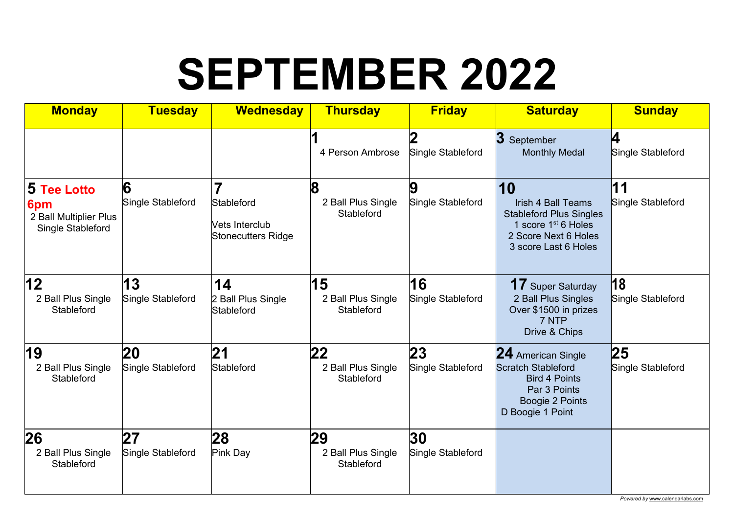# SEPTEMBER 2022

| Monday | Tuesday | Wednesday | Thursday | Friday | Saturday | Sunday |
|---|---|---|---|---|---|---|
| | | | **1** 4 Person Ambrose | **2** Single Stableford | **3** September Monthly Medal | **4** Single Stableford |
| **5** **Tee Lotto 6pm** 2 Ball Multiplier Plus Single Stableford | **6** Single Stableford | **7** Stableford<br><br>Vets Interclub Stonecutters Ridge | **8** 2 Ball Plus Single Stableford | **9** Single Stableford | **10** Irish 4 Ball Teams Stableford Plus Singles 1 score 1st 6 Holes 2 Score Next 6 Holes 3 score Last 6 Holes | **11** Single Stableford |
| **12** 2 Ball Plus Single Stableford | **13** Single Stableford | **14** 2 Ball Plus Single Stableford | **15** 2 Ball Plus Single Stableford | **16** Single Stableford | **17** Super Saturday 2 Ball Plus Singles Over $1500 in prizes 7 NTP Drive & Chips | **18** Single Stableford |
| **19** 2 Ball Plus Single Stableford | **20** Single Stableford | **21** Stableford | **22** 2 Ball Plus Single Stableford | **23** Single Stableford | **24** American Single Scratch Stableford Bird 4 Points Par 3 Points Boogie 2 Points D Boogie 1 Point | **25** Single Stableford |
| **26** 2 Ball Plus Single Stableford | **27** Single Stableford | **28** Pink Day | **29** 2 Ball Plus Single Stableford | **30** Single Stableford | | |

*Powered by www.calendarlabs.com*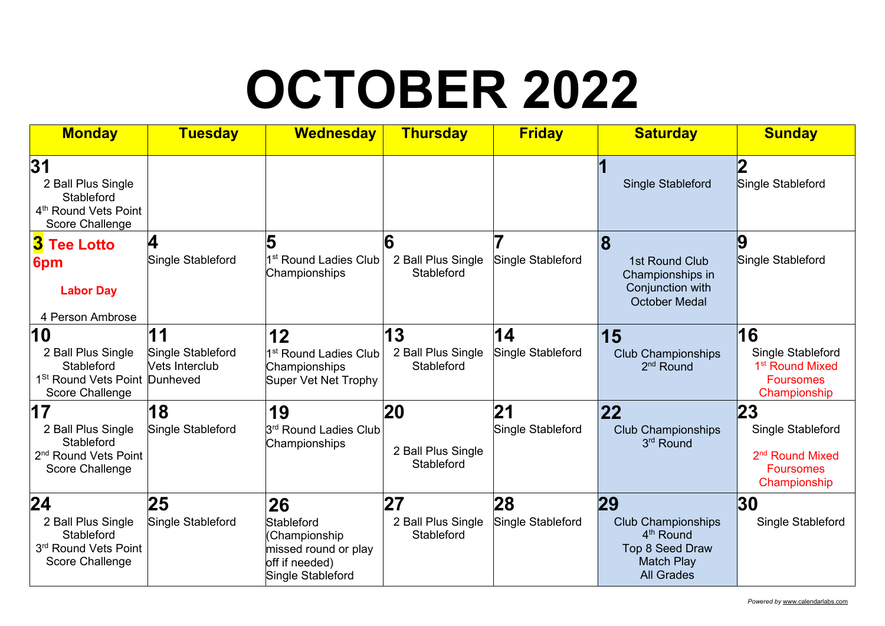# OCTOBER 2022

| Monday | Tuesday | Wednesday | Thursday | Friday | Saturday | Sunday |
|---|---|---|---|---|---|---|
| **31** 2 Ball Plus Single Stableford 4th Round Vets Point Score Challenge | | | | | **1** Single Stableford | **2** Single Stableford |
| **3 Tee Lotto 6pm** **Labor Day** 4 Person Ambrose | **4** Single Stableford | **5** 1st Round Ladies Club Championships | **6** 2 Ball Plus Single Stableford | **7** Single Stableford | **8** 1st Round Club Championships in Conjunction with October Medal | **9** Single Stableford |
| **10** 2 Ball Plus Single Stableford 1St Round Vets Point Score Challenge | **11** Single Stableford Vets Interclub Dunheved | **12** 1st Round Ladies Club Championships Super Vet Net Trophy | **13** 2 Ball Plus Single Stableford | **14** Single Stableford | **15** Club Championships 2nd Round | **16** Single Stableford 1st Round Mixed Foursomes Championship |
| **17** 2 Ball Plus Single Stableford 2nd Round Vets Point Score Challenge | **18** Single Stableford | **19** 3rd Round Ladies Club Championships | **20** 2 Ball Plus Single Stableford | **21** Single Stableford | **22** Club Championships 3rd Round | **23** Single Stableford 2nd Round Mixed Foursomes Championship |
| **24** 2 Ball Plus Single Stableford 3rd Round Vets Point Score Challenge | **25** Single Stableford | **26** Stableford (Championship missed round or play off if needed) Single Stableford | **27** 2 Ball Plus Single Stableford | **28** Single Stableford | **29** Club Championships 4th Round Top 8 Seed Draw Match Play All Grades | **30** Single Stableford |

Powered by www.calendarlabs.com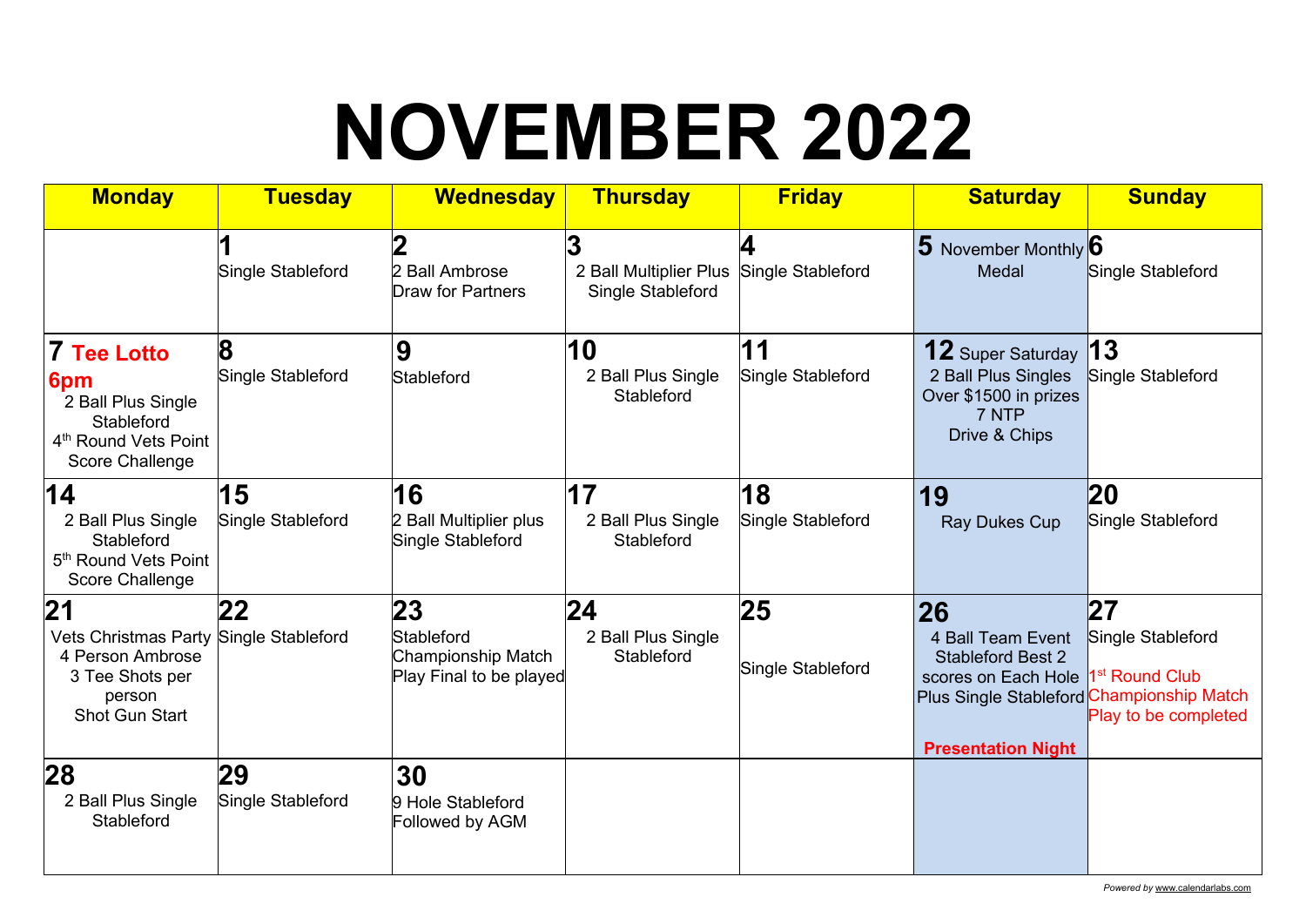# NOVEMBER 2022

| Monday | Tuesday | Wednesday | Thursday | Friday | Saturday | Sunday |
|---|---|---|---|---|---|---|
| | **1** Single Stableford | **2** 2 Ball Ambrose Draw for Partners | **3** 2 Ball Multiplier Plus Single Stableford | **4** Single Stableford | **5** November Monthly Medal | **6** Single Stableford |
| **7** **Tee Lotto 6pm** 2 Ball Plus Single Stableford 4th Round Vets Point Score Challenge | **8** Single Stableford | **9** Stableford | **10** 2 Ball Plus Single Stableford | **11** Single Stableford | **12** Super Saturday 2 Ball Plus Singles Over $1500 in prizes 7 NTP Drive & Chips | **13** Single Stableford |
| **14** 2 Ball Plus Single Stableford 5th Round Vets Point Score Challenge | **15** Single Stableford | **16** 2 Ball Multiplier plus Single Stableford | **17** 2 Ball Plus Single Stableford | **18** Single Stableford | **19** Ray Dukes Cup | **20** Single Stableford |
| **21** Vets Christmas Party 4 Person Ambrose 3 Tee Shots per person Shot Gun Start | **22** Single Stableford | **23** Stableford Championship Match Play Final to be played | **24** 2 Ball Plus Single Stableford | **25** Single Stableford | **26** 4 Ball Team Event Stableford Best 2 scores on Each Hole Plus Single Stableford **Presentation Night** | **27** Single Stableford 1st Round Club Championship Match Play to be completed |
| **28** 2 Ball Plus Single Stableford | **29** Single Stableford | **30** 9 Hole Stableford Followed by AGM | | | | |

*Powered by www.calendarlabs.com*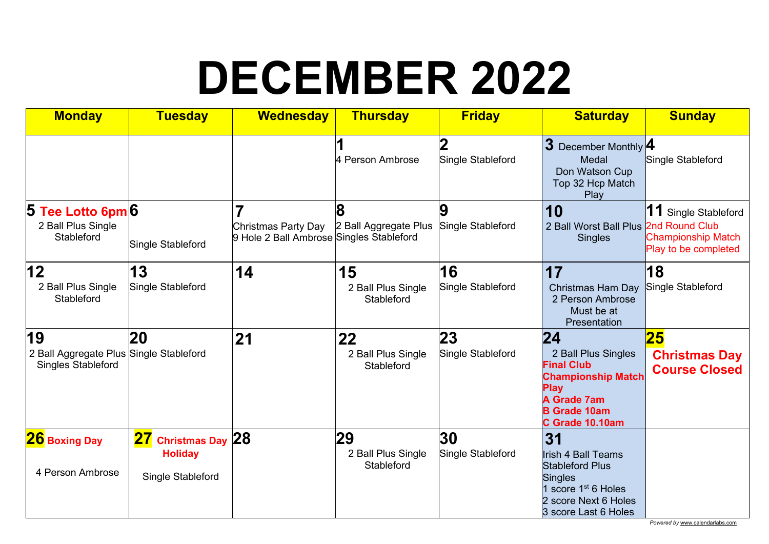# DECEMBER 2022

| Monday | Tuesday | Wednesday | Thursday | Friday | Saturday | Sunday |
|---|---|---|---|---|---|---|
| | | | **1** 4 Person Ambrose | **2** Single Stableford | **3** December Monthly Medal Don Watson Cup Top 32 Hcp Match Play | **4** Single Stableford |
| **5** **Tee Lotto 6pm** 2 Ball Plus Single Stableford | **6** Single Stableford | **7** Christmas Party Day 9 Hole 2 Ball Ambrose | **8** 2 Ball Aggregate Plus Singles Stableford | **9** Single Stableford | **10** 2 Ball Worst Ball Plus Singles | **11** Single Stableford 2nd Round Club Championship Match Play to be completed |
| **12** 2 Ball Plus Single Stableford | **13** Single Stableford | **14** | **15** 2 Ball Plus Single Stableford | **16** Single Stableford | **17** Christmas Ham Day 2 Person Ambrose Must be at Presentation | **18** Single Stableford |
| **19** 2 Ball Aggregate Plus Singles Stableford | **20** Single Stableford | **21** | **22** 2 Ball Plus Single Stableford | **23** Single Stableford | **24** 2 Ball Plus Singles **Final Club Championship Match Play** **A Grade 7am** **B Grade 10am** **C Grade 10.10am** | **25** **Christmas Day Course Closed** |
| **26** **Boxing Day** 4 Person Ambrose | **27** **Christmas Day Holiday** Single Stableford | **28** | **29** 2 Ball Plus Single Stableford | **30** Single Stableford | **31** Irish 4 Ball Teams Stableford Plus Singles 1 score 1st 6 Holes 2 score Next 6 Holes 3 score Last 6 Holes | |

Powered by www.calendarlabs.com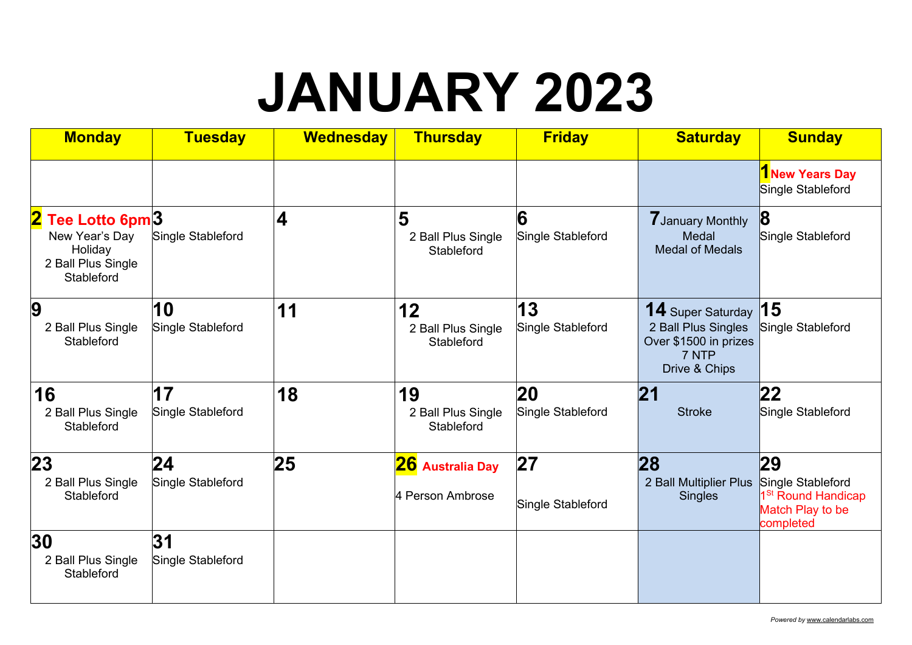# JANUARY 2023

| Monday | Tuesday | Wednesday | Thursday | Friday | Saturday | Sunday |
|---|---|---|---|---|---|---|
| | | | | | | **1** New Years Day Single Stableford |
| **2** Tee Lotto 6pm New Year's Day Holiday 2 Ball Plus Single Stableford | **3** Single Stableford | **4** | **5** 2 Ball Plus Single Stableford | **6** Single Stableford | **7** January Monthly Medal Medal of Medals | **8** Single Stableford |
| **9** 2 Ball Plus Single Stableford | **10** Single Stableford | **11** | **12** 2 Ball Plus Single Stableford | **13** Single Stableford | **14** Super Saturday 2 Ball Plus Singles Over $1500 in prizes 7 NTP Drive & Chips | **15** Single Stableford |
| **16** 2 Ball Plus Single Stableford | **17** Single Stableford | **18** | **19** 2 Ball Plus Single Stableford | **20** Single Stableford | **21** Stroke | **22** Single Stableford |
| **23** 2 Ball Plus Single Stableford | **24** Single Stableford | **25** | **26** Australia Day 4 Person Ambrose | **27** Single Stableford | **28** 2 Ball Multiplier Plus Singles | **29** Single Stableford 1st Round Handicap Match Play to be completed |
| **30** 2 Ball Plus Single Stableford | **31** Single Stableford | | | | | |

*Powered by www.calendarlabs.com*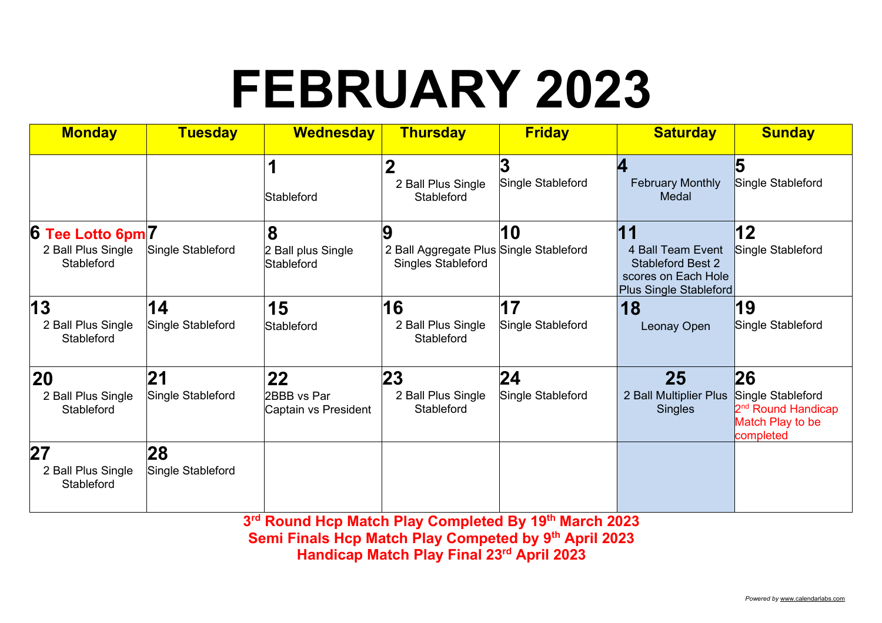# FEBRUARY 2023

| Monday | Tuesday | Wednesday | Thursday | Friday | Saturday | Sunday |
|---|---|---|---|---|---|---|
| | | **1** Stableford | **2** 2 Ball Plus Single Stableford | **3** Single Stableford | **4** February Monthly Medal | **5** Single Stableford |
| **6** **Tee Lotto 6pm** 2 Ball Plus Single Stableford | **7** Single Stableford | **8** 2 Ball plus Single Stableford | **9** 2 Ball Aggregate Plus Singles Stableford | **10** Single Stableford | **11** 4 Ball Team Event Stableford Best 2 scores on Each Hole Plus Single Stableford | **12** Single Stableford |
| **13** 2 Ball Plus Single Stableford | **14** Single Stableford | **15** Stableford | **16** 2 Ball Plus Single Stableford | **17** Single Stableford | **18** Leonay Open | **19** Single Stableford |
| **20** 2 Ball Plus Single Stableford | **21** Single Stableford | **22** 2BBB vs Par Captain vs President | **23** 2 Ball Plus Single Stableford | **24** Single Stableford | **25** 2 Ball Multiplier Plus Singles | **26** Single Stableford 2nd Round Handicap Match Play to be completed |
| **27** 2 Ball Plus Single Stableford | **28** Single Stableford | | | | | |

**3rd Round Hcp Match Play Completed By 19th March 2023**
**Semi Finals Hcp Match Play Competed by 9th April 2023**
**Handicap Match Play Final 23rd April 2023**

*Powered by www.calendarlabs.com*